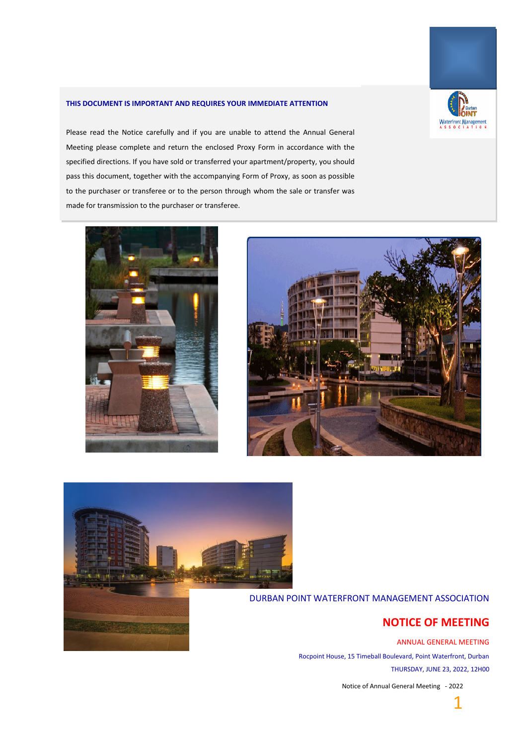**THIS DOCUMENT IS IMPORTANT AND REQUIRES YOUR IMMEDIATE ATTENTION**

Please read the Notice carefully and if you are unable to attend the Annual General Meeting please complete and return the enclosed Proxy Form in accordance with the specified directions. If you have sold or transferred your apartment/property, you should pass this document, together with the accompanying Form of Proxy, as soon as possible to the purchaser or transferee or to the person through whom the sale or transfer was made for transmission to the purchaser or transferee.

DURBAN POINT WATERFRONT MANAGEMENT ASSOCIATION

# NOTICE OF MEETING

ANNUAL GENERAL MEETING

Rocpoint House, 15 Timeball Boulevard, Point Waterfront, Durban

THURSDAY, JUNE 23, 2022, 12H00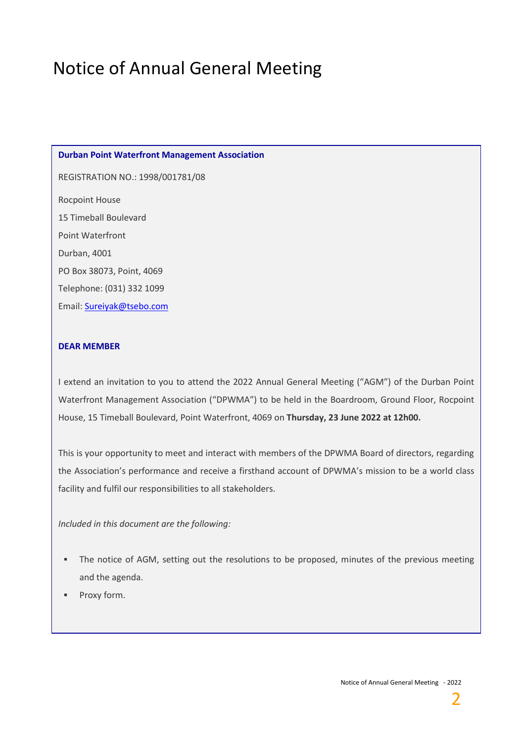# Notice of Annual General Meeting

**Durban Point Waterfront Management Association**

REGISTRATION NO.: 1998/001781/08

Rocpoint House

15 Timeball Boulevard

Point Waterfront

Durban, 4001

PO Box 38073, Point, 4069

Telephone: (031) 332 1099

Email: Sureiyak@tsebo.com

**DEAR MEMBER**

I extend an invitation to you to attend the 2022 Annual General Meeting ("AGM") of the Durban Point Waterfront Management Association ("DPWMA") to be held in the Boardroom, Ground Floor, Rocpoint House, 15 Timeball Boulevard, Point Waterfront, 4069 on **Thursday, 23 June 2022 at 12h00.**

This is your opportunity to meet and interact with members of the DPWMA Board of directors, regarding the Association's performance and receive a firsthand account of DPWMA's mission to be a world class facility and fulfil our responsibilities to all stakeholders.

*Included in this document are the following:*

- The notice of AGM, setting out the resolutions to be proposed, minutes of the previous meeting and the agenda.
- Proxy form.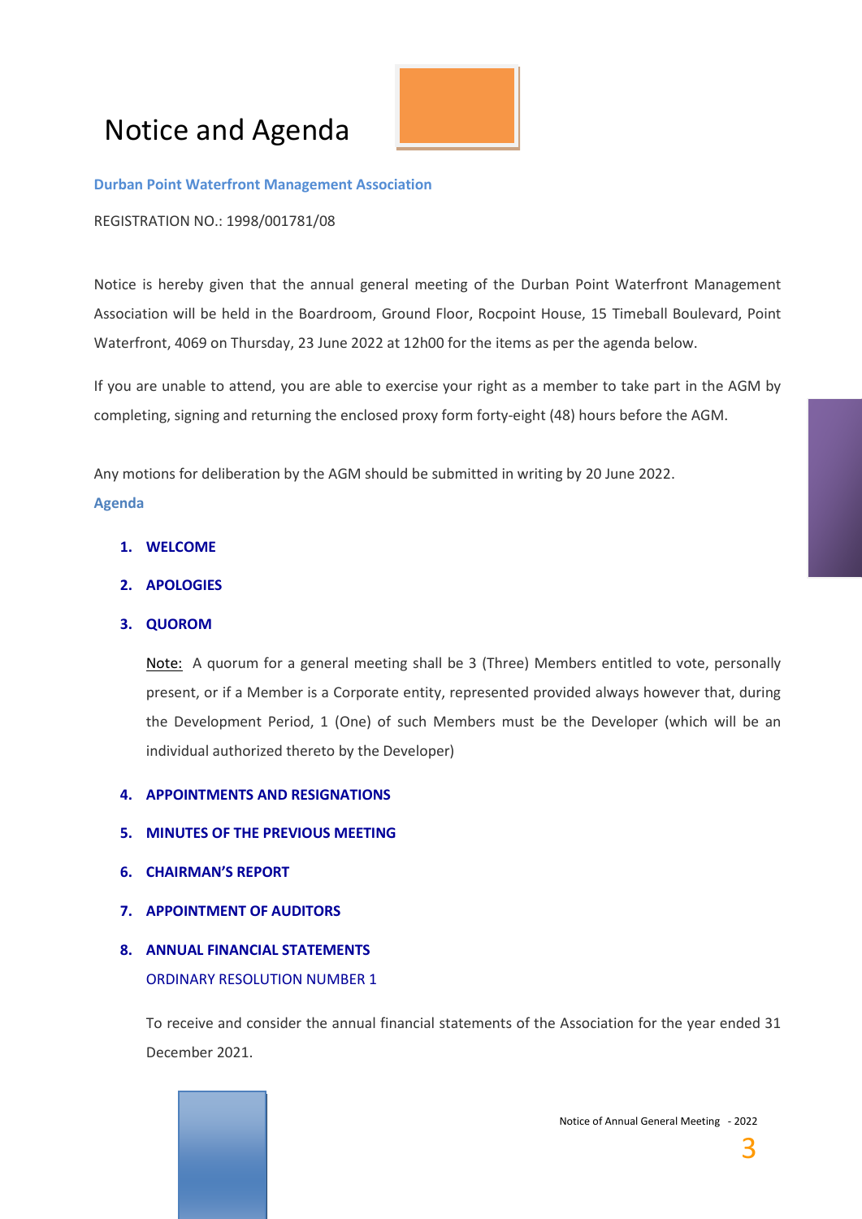# Notice and Agenda

**Durban Point Waterfront Management Association**

REGISTRATION NO.: 1998/001781/08

Notice is hereby given that the annual general meeting of the Durban Point Waterfront Management Association will be held in the Boardroom, Ground Floor, Rocpoint House, 15 Timeball Boulevard, Point Waterfront, 4069 on Thursday, 23 June 2022 at 12h00 for the items as per the agenda below.

If you are unable to attend, you are able to exercise your right as a member to take part in the AGM by completing, signing and returning the enclosed proxy form forty-eight (48) hours before the AGM.

Any motions for deliberation by the AGM should be submitted in writing by 20 June 2022.

## Agenda

1. **WELCOME**
2. **APOLOGIES**
3. **QUOROM**

   Note: A quorum for a general meeting shall be 3 (Three) Members entitled to vote, personally present, or if a Member is a Corporate entity, represented provided always however that, during the Development Period, 1 (One) of such Members must be the Developer (which will be an individual authorized thereto by the Developer)

4. **APPOINTMENTS AND RESIGNATIONS**
5. **MINUTES OF THE PREVIOUS MEETING**
6. **CHAIRMAN'S REPORT**
7. **APPOINTMENT OF AUDITORS**
8. **ANNUAL FINANCIAL STATEMENTS**

   ORDINARY RESOLUTION NUMBER 1

   To receive and consider the annual financial statements of the Association for the year ended 31 December 2021.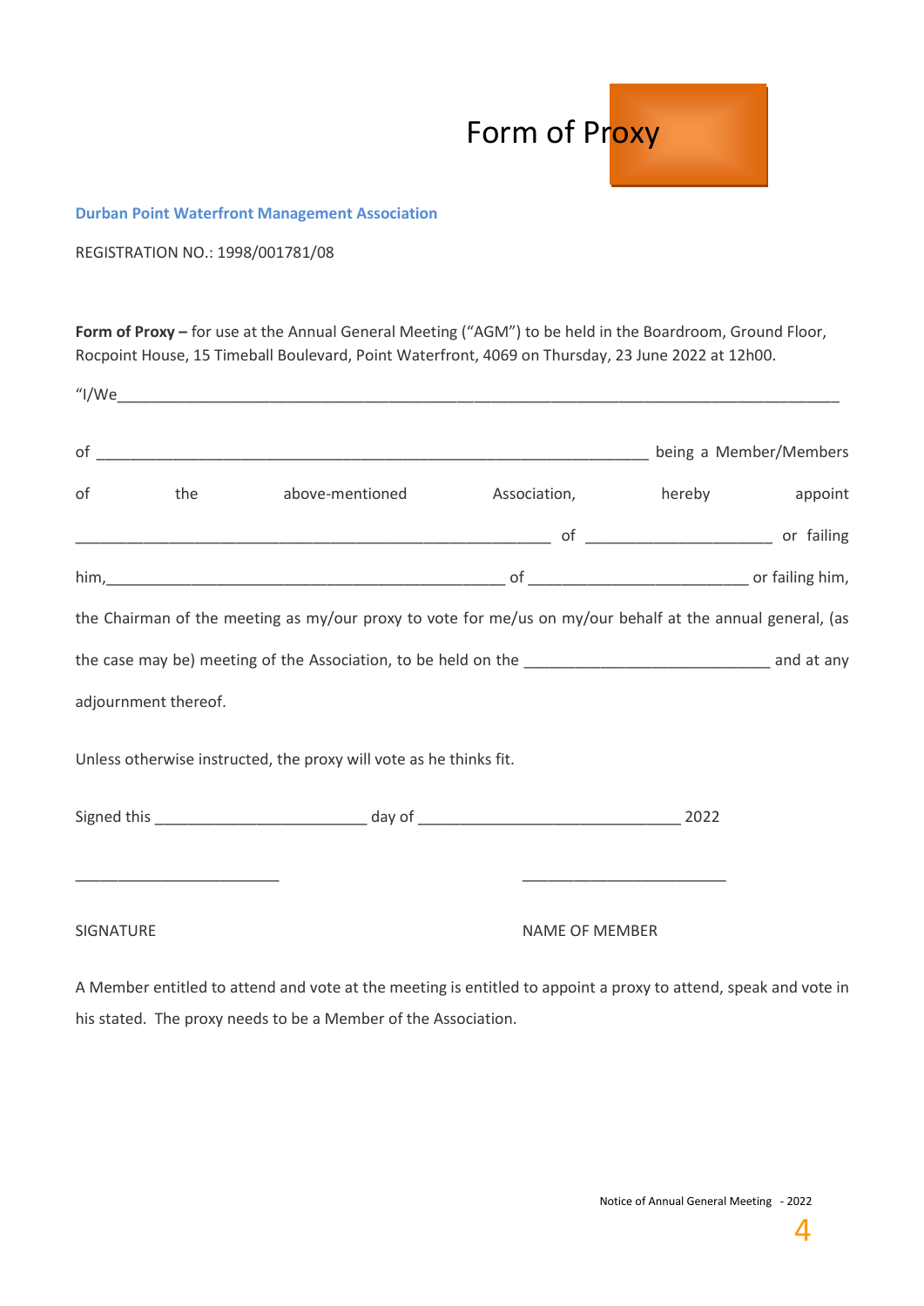# Form of Proxy

**Durban Point Waterfront Management Association**

REGISTRATION NO.: 1998/001781/08

**Form of Proxy –** for use at the Annual General Meeting ("AGM") to be held in the Boardroom, Ground Floor, Rocpoint House, 15 Timeball Boulevard, Point Waterfront, 4069 on Thursday, 23 June 2022 at 12h00.

"I/We\_\_\_\_\_\_\_\_\_\_\_\_\_\_\_\_\_\_\_\_\_\_\_\_\_\_\_\_\_\_\_\_\_\_\_\_\_\_\_\_\_\_\_\_\_\_\_\_\_\_\_\_\_\_\_\_\_\_\_\_\_\_\_\_\_\_\_\_\_\_\_\_\_\_\_\_\_\_\_

of \_\_\_\_\_\_\_\_\_\_\_\_\_\_\_\_\_\_\_\_\_\_\_\_\_\_\_\_\_\_\_\_\_\_\_\_\_\_\_\_\_\_\_\_\_\_\_\_\_\_\_\_\_\_\_\_\_\_\_\_\_\_\_ being a Member/Members of the above-mentioned Association, hereby appoint \_\_\_\_\_\_\_\_\_\_\_\_\_\_\_\_\_\_\_\_\_\_\_\_\_\_\_\_\_\_\_\_\_\_\_\_\_\_\_\_\_\_\_\_\_\_\_\_\_\_\_\_\_\_\_ of \_\_\_\_\_\_\_\_\_\_\_\_\_\_\_\_\_\_\_\_\_\_ or failing him,\_\_\_\_\_\_\_\_\_\_\_\_\_\_\_\_\_\_\_\_\_\_\_\_\_\_\_\_\_\_\_\_\_\_\_\_\_\_\_\_\_\_\_\_\_\_\_\_\_ of \_\_\_\_\_\_\_\_\_\_\_\_\_\_\_\_\_\_\_\_\_\_\_\_\_\_ or failing him, the Chairman of the meeting as my/our proxy to vote for me/us on my/our behalf at the annual general, (as the case may be) meeting of the Association, to be held on the \_\_\_\_\_\_\_\_\_\_\_\_\_\_\_\_\_\_\_\_\_\_\_\_\_\_\_\_\_\_ and at any adjournment thereof.

Unless otherwise instructed, the proxy will vote as he thinks fit.

Signed this \_\_\_\_\_\_\_\_\_\_\_\_\_\_\_\_\_\_\_\_\_\_\_\_\_ day of \_\_\_\_\_\_\_\_\_\_\_\_\_\_\_\_\_\_\_\_\_\_\_\_\_\_\_\_\_\_\_\_ 2022

\_\_\_\_\_\_\_\_\_\_\_\_\_\_\_\_\_\_\_\_\_\_\_\_\_ \_\_\_\_\_\_\_\_\_\_\_\_\_\_\_\_\_\_\_\_\_\_\_\_\_

SIGNATURE NAME OF MEMBER

A Member entitled to attend and vote at the meeting is entitled to appoint a proxy to attend, speak and vote in his stated. The proxy needs to be a Member of the Association.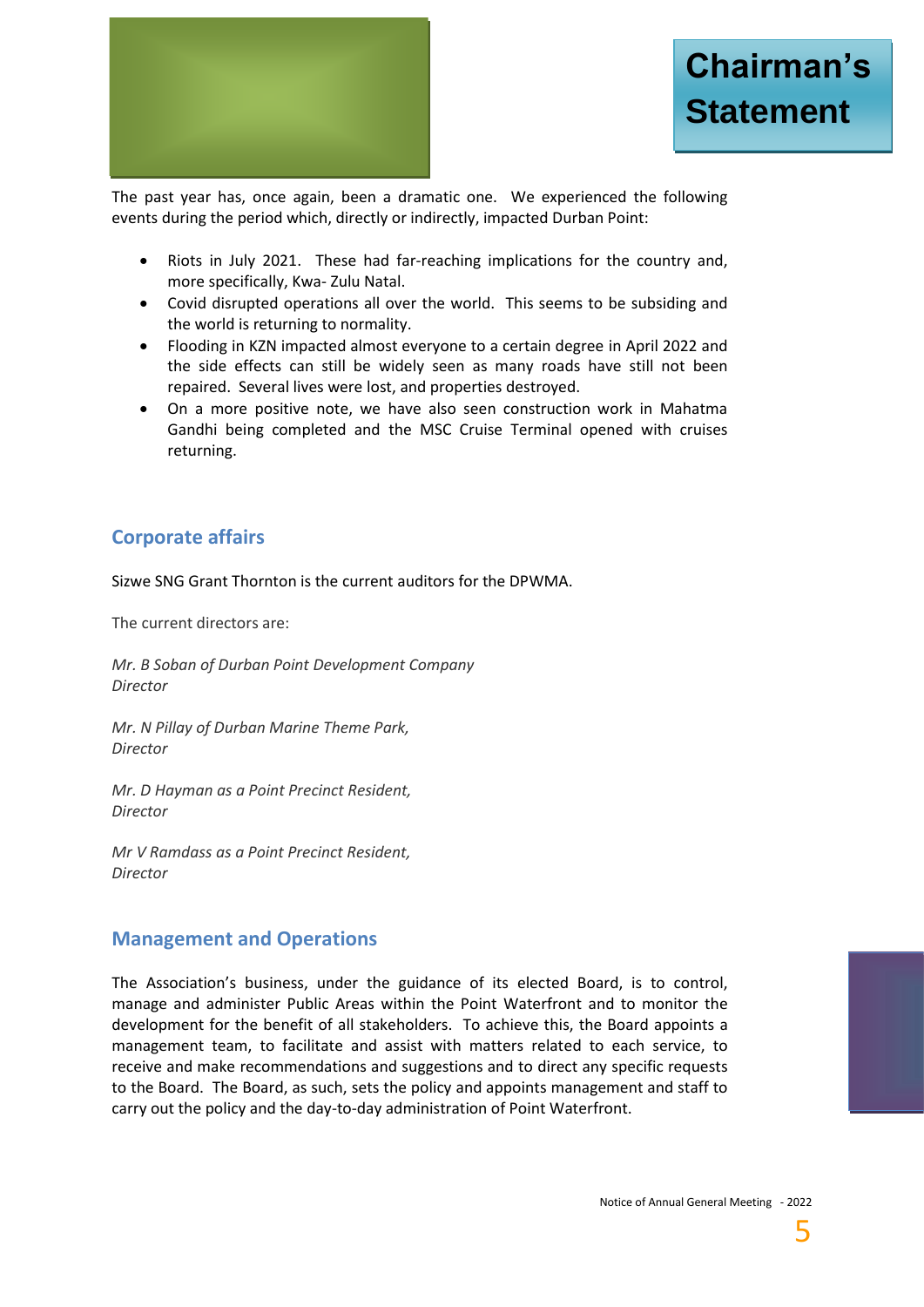# Chairman's Statement

The past year has, once again, been a dramatic one. We experienced the following events during the period which, directly or indirectly, impacted Durban Point:

- Riots in July 2021. These had far-reaching implications for the country and, more specifically, Kwa- Zulu Natal.
- Covid disrupted operations all over the world. This seems to be subsiding and the world is returning to normality.
- Flooding in KZN impacted almost everyone to a certain degree in April 2022 and the side effects can still be widely seen as many roads have still not been repaired. Several lives were lost, and properties destroyed.
- On a more positive note, we have also seen construction work in Mahatma Gandhi being completed and the MSC Cruise Terminal opened with cruises returning.

## Corporate affairs

Sizwe SNG Grant Thornton is the current auditors for the DPWMA.

The current directors are:

*Mr. B Soban of Durban Point Development Company*
*Director*

*Mr. N Pillay of Durban Marine Theme Park,*
*Director*

*Mr. D Hayman as a Point Precinct Resident,*
*Director*

*Mr V Ramdass as a Point Precinct Resident,*
*Director*

## Management and Operations

The Association's business, under the guidance of its elected Board, is to control, manage and administer Public Areas within the Point Waterfront and to monitor the development for the benefit of all stakeholders. To achieve this, the Board appoints a management team, to facilitate and assist with matters related to each service, to receive and make recommendations and suggestions and to direct any specific requests to the Board. The Board, as such, sets the policy and appoints management and staff to carry out the policy and the day-to-day administration of Point Waterfront.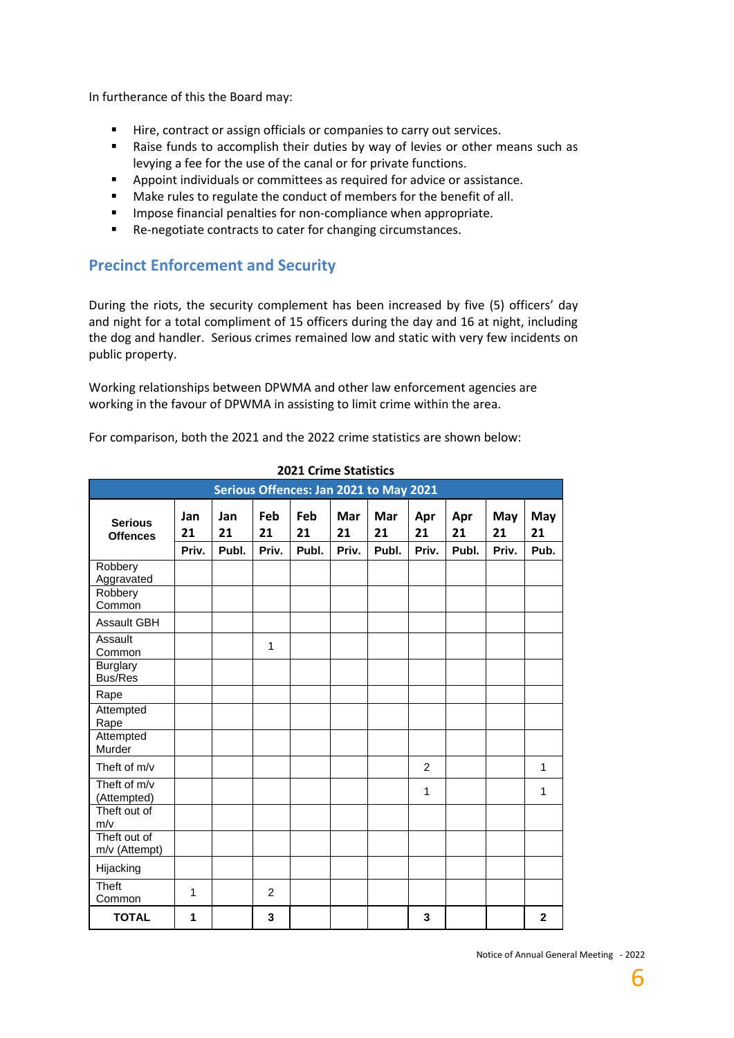In furtherance of this the Board may:

- Hire, contract or assign officials or companies to carry out services.
- Raise funds to accomplish their duties by way of levies or other means such as levying a fee for the use of the canal or for private functions.
- Appoint individuals or committees as required for advice or assistance.
- Make rules to regulate the conduct of members for the benefit of all.
- Impose financial penalties for non-compliance when appropriate.
- Re-negotiate contracts to cater for changing circumstances.

## Precinct Enforcement and Security

During the riots, the security complement has been increased by five (5) officers' day and night for a total compliment of 15 officers during the day and 16 at night, including the dog and handler. Serious crimes remained low and static with very few incidents on public property.

Working relationships between DPWMA and other law enforcement agencies are working in the favour of DPWMA in assisting to limit crime within the area.

For comparison, both the 2021 and the 2022 crime statistics are shown below:

**2021 Crime Statistics**

| Serious Offences: Jan 2021 to May 2021 | | | | | | | | | | |
|---|---|---|---|---|---|---|---|---|---|---|
| Serious Offences | Jan 21 | Jan 21 | Feb 21 | Feb 21 | Mar 21 | Mar 21 | Apr 21 | Apr 21 | May 21 | May 21 |
| | Priv. | Publ. | Priv. | Publ. | Priv. | Publ. | Priv. | Publ. | Priv. | Pub. |
| Robbery Aggravated | | | | | | | | | | |
| Robbery Common | | | | | | | | | | |
| Assault GBH | | | | | | | | | | |
| Assault Common | | | 1 | | | | | | | |
| Burglary Bus/Res | | | | | | | | | | |
| Rape | | | | | | | | | | |
| Attempted Rape | | | | | | | | | | |
| Attempted Murder | | | | | | | | | | |
| Theft of m/v | | | | | | | 2 | | | 1 |
| Theft of m/v (Attempted) | | | | | | | 1 | | | 1 |
| Theft out of m/v | | | | | | | | | | |
| Theft out of m/v (Attempt) | | | | | | | | | | |
| Hijacking | | | | | | | | | | |
| Theft Common | 1 | | 2 | | | | | | | |
| **TOTAL** | **1** | | **3** | | | | **3** | | | **2** |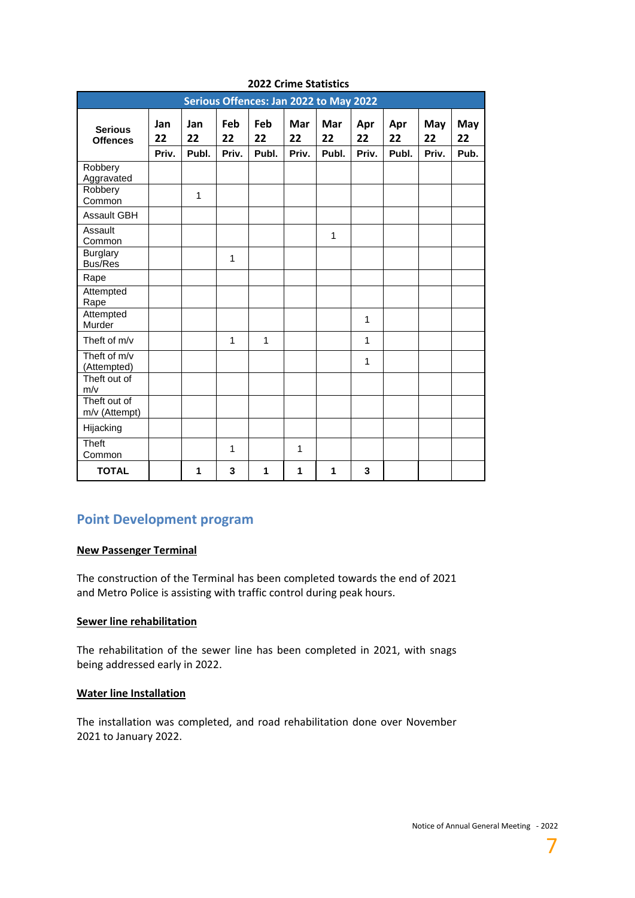**2022 Crime Statistics**

| Serious Offences: Jan 2022 to May 2022 | | | | | | | | | | |
|---|---|---|---|---|---|---|---|---|---|---|
| **Serious Offences** | **Jan 22 Priv.** | **Jan 22 Publ.** | **Feb 22 Priv.** | **Feb 22 Publ.** | **Mar 22 Priv.** | **Mar 22 Publ.** | **Apr 22 Priv.** | **Apr 22 Publ.** | **May 22 Priv.** | **May 22 Pub.** |
| Robbery Aggravated | | | | | | | | | | |
| Robbery Common | | 1 | | | | | | | | |
| Assault GBH | | | | | | | | | | |
| Assault Common | | | | | | 1 | | | | |
| Burglary Bus/Res | | | 1 | | | | | | | |
| Rape | | | | | | | | | | |
| Attempted Rape | | | | | | | | | | |
| Attempted Murder | | | | | | | 1 | | | |
| Theft of m/v | | | 1 | 1 | | | 1 | | | |
| Theft of m/v (Attempted) | | | | | | | 1 | | | |
| Theft out of m/v | | | | | | | | | | |
| Theft out of m/v (Attempt) | | | | | | | | | | |
| Hijacking | | | | | | | | | | |
| Theft Common | | | 1 | | 1 | | | | | |
| **TOTAL** | | **1** | **3** | **1** | **1** | **1** | **3** | | | |

## Point Development program

**New Passenger Terminal**

The construction of the Terminal has been completed towards the end of 2021 and Metro Police is assisting with traffic control during peak hours.

**Sewer line rehabilitation**

The rehabilitation of the sewer line has been completed in 2021, with snags being addressed early in 2022.

**Water line Installation**

The installation was completed, and road rehabilitation done over November 2021 to January 2022.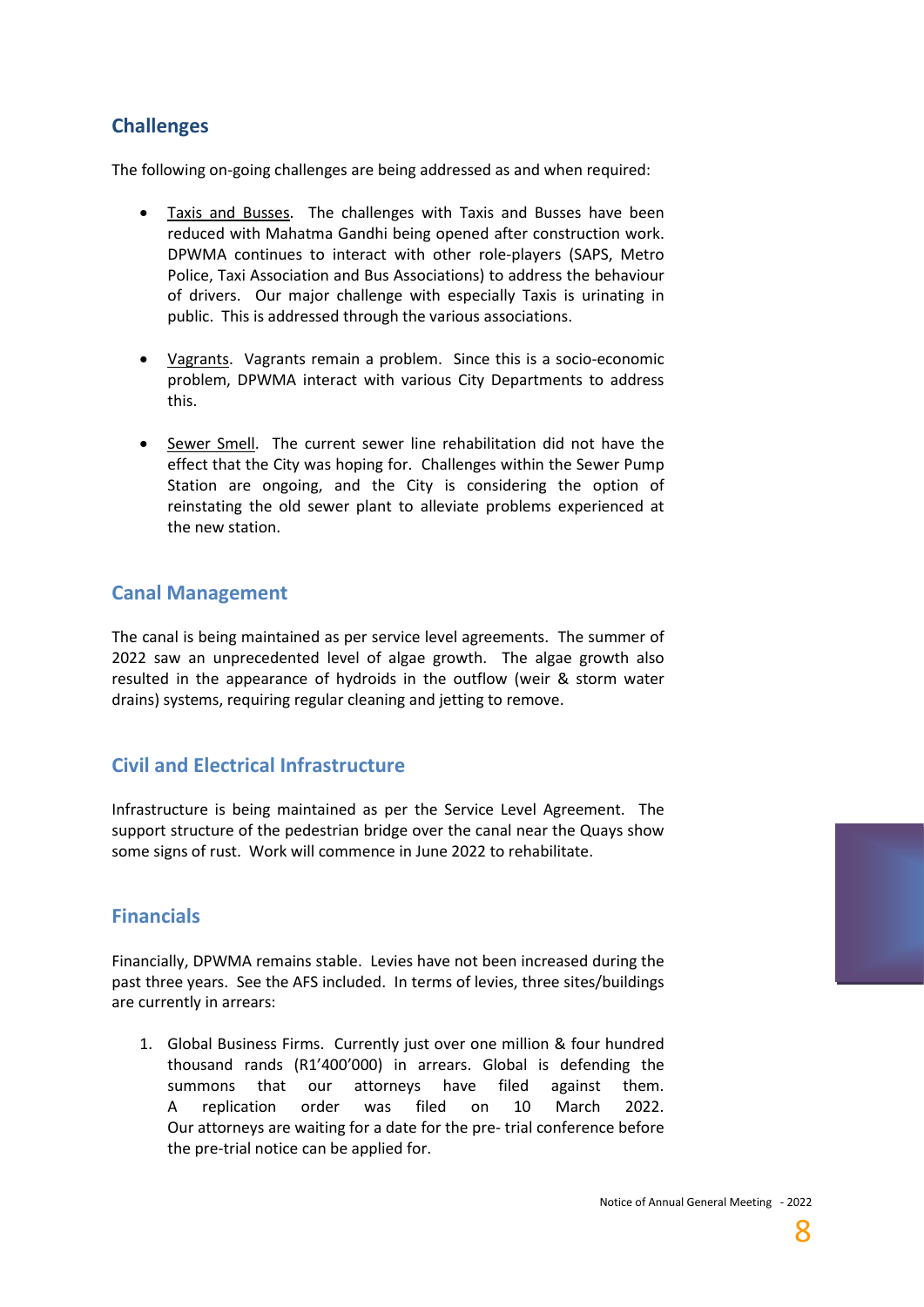## Challenges

The following on-going challenges are being addressed as and when required:

- Taxis and Busses. The challenges with Taxis and Busses have been reduced with Mahatma Gandhi being opened after construction work. DPWMA continues to interact with other role-players (SAPS, Metro Police, Taxi Association and Bus Associations) to address the behaviour of drivers. Our major challenge with especially Taxis is urinating in public. This is addressed through the various associations.

- Vagrants. Vagrants remain a problem. Since this is a socio-economic problem, DPWMA interact with various City Departments to address this.

- Sewer Smell. The current sewer line rehabilitation did not have the effect that the City was hoping for. Challenges within the Sewer Pump Station are ongoing, and the City is considering the option of reinstating the old sewer plant to alleviate problems experienced at the new station.

## Canal Management

The canal is being maintained as per service level agreements. The summer of 2022 saw an unprecedented level of algae growth. The algae growth also resulted in the appearance of hydroids in the outflow (weir & storm water drains) systems, requiring regular cleaning and jetting to remove.

## Civil and Electrical Infrastructure

Infrastructure is being maintained as per the Service Level Agreement. The support structure of the pedestrian bridge over the canal near the Quays show some signs of rust. Work will commence in June 2022 to rehabilitate.

## Financials

Financially, DPWMA remains stable. Levies have not been increased during the past three years. See the AFS included. In terms of levies, three sites/buildings are currently in arrears:

1. Global Business Firms. Currently just over one million & four hundred thousand rands (R1'400'000) in arrears. Global is defending the summons that our attorneys have filed against them. A replication order was filed on 10 March 2022. Our attorneys are waiting for a date for the pre- trial conference before the pre-trial notice can be applied for.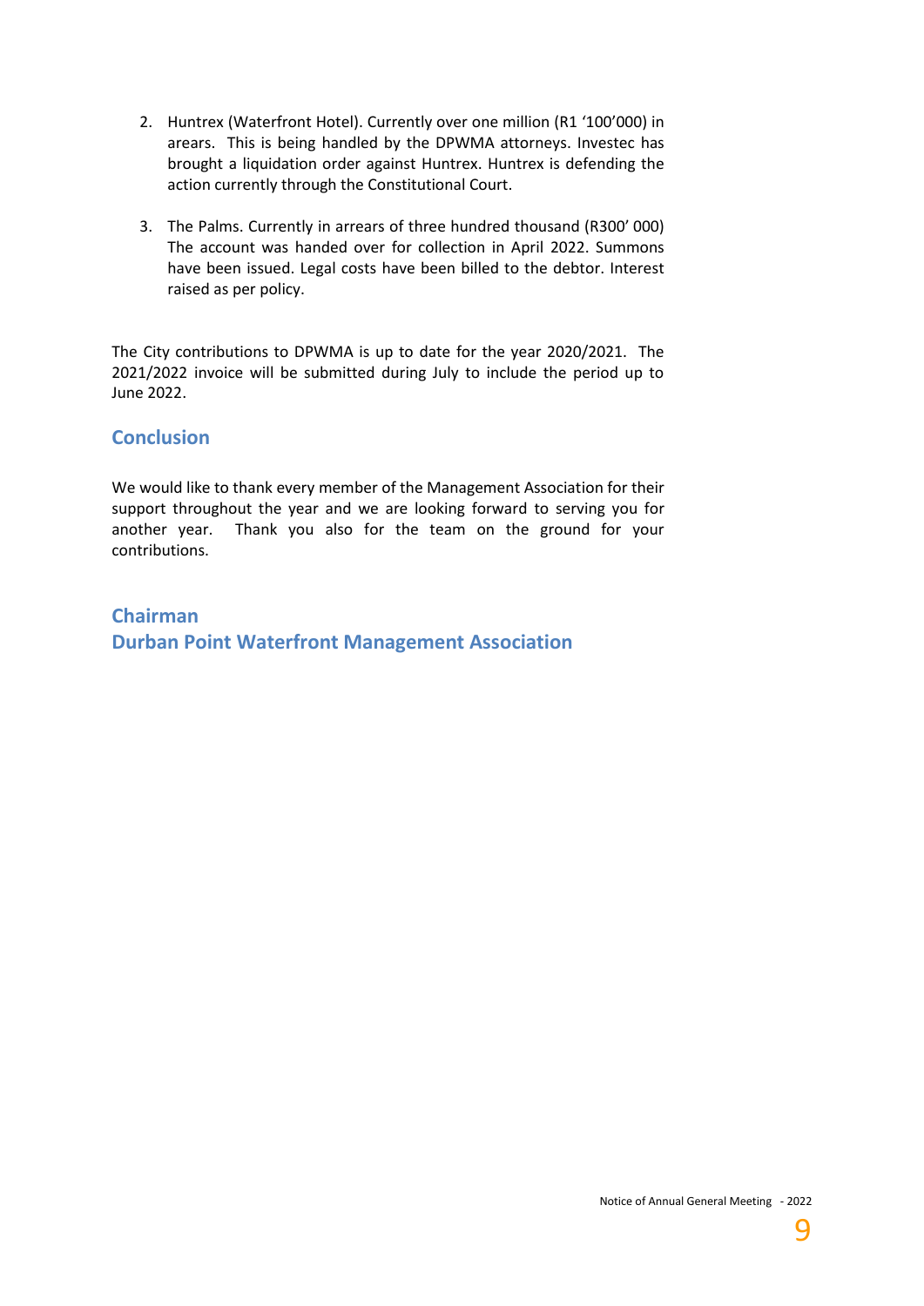2. Huntrex (Waterfront Hotel). Currently over one million (R1 '100'000) in arears. This is being handled by the DPWMA attorneys. Investec has brought a liquidation order against Huntrex. Huntrex is defending the action currently through the Constitutional Court.

3. The Palms. Currently in arrears of three hundred thousand (R300' 000) The account was handed over for collection in April 2022. Summons have been issued. Legal costs have been billed to the debtor. Interest raised as per policy.

The City contributions to DPWMA is up to date for the year 2020/2021. The 2021/2022 invoice will be submitted during July to include the period up to June 2022.

## Conclusion

We would like to thank every member of the Management Association for their support throughout the year and we are looking forward to serving you for another year. Thank you also for the team on the ground for your contributions.

**Chairman**
**Durban Point Waterfront Management Association**